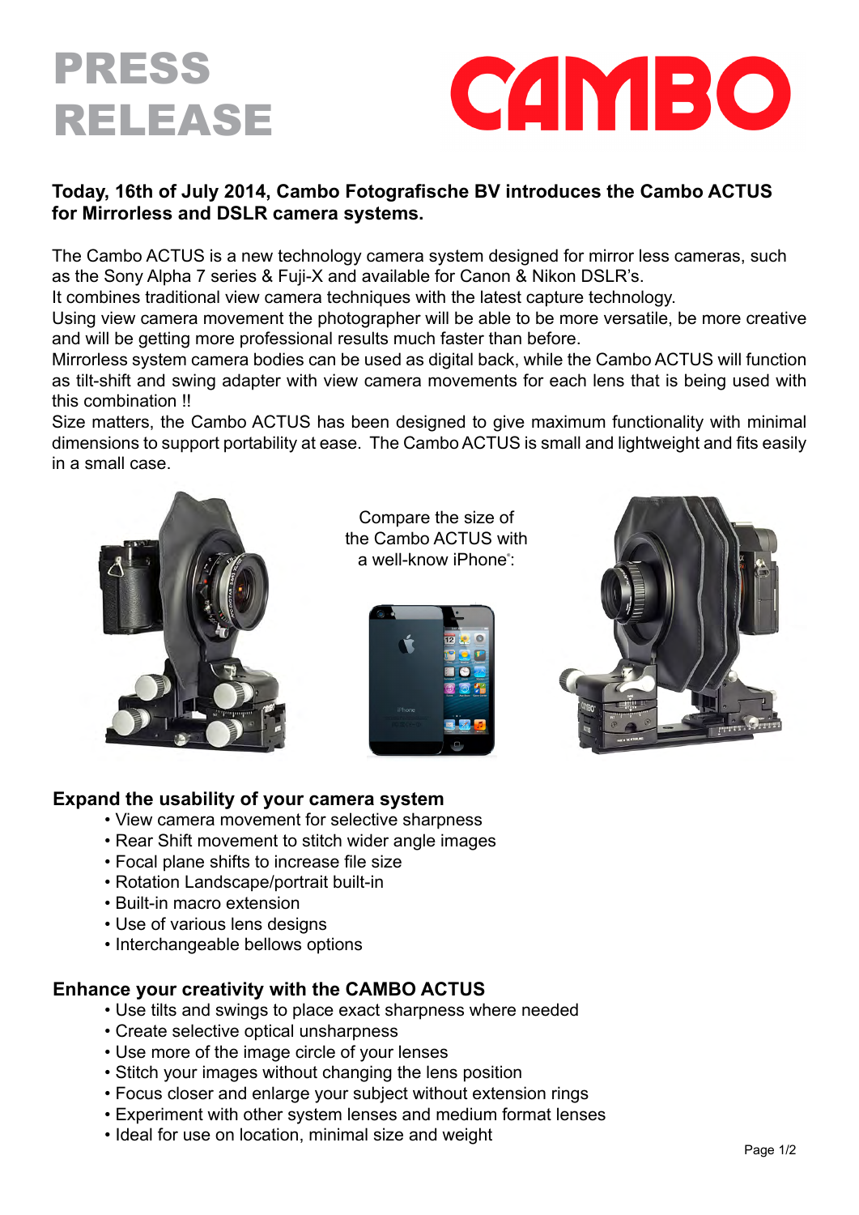# PRESS RELEASE

# CAMBO

**Today, 16th of July 2014, Cambo Fotografische BV introduces the Cambo ACTUS for Mirrorless and DSLR camera systems.**

The Cambo ACTUS is a new technology camera system designed for mirror less cameras, such as the Sony Alpha 7 series & Fuji-X and available for Canon & Nikon DSLR's.
It combines traditional view camera techniques with the latest capture technology.
Using view camera movement the photographer will be able to be more versatile, be more creative and will be getting more professional results much faster than before.
Mirrorless system camera bodies can be used as digital back, while the Cambo ACTUS will function as tilt-shift and swing adapter with view camera movements for each lens that is being used with this combination !!
Size matters, the Cambo ACTUS has been designed to give maximum functionality with minimal dimensions to support portability at ease. The Cambo ACTUS is small and lightweight and fits easily in a small case.

Compare the size of the Cambo ACTUS with a well-know iPhone®:

## Expand the usability of your camera system

- View camera movement for selective sharpness
- Rear Shift movement to stitch wider angle images
- Focal plane shifts to increase file size
- Rotation Landscape/portrait built-in
- Built-in macro extension
- Use of various lens designs
- Interchangeable bellows options

## Enhance your creativity with the CAMBO ACTUS

- Use tilts and swings to place exact sharpness where needed
- Create selective optical unsharpness
- Use more of the image circle of your lenses
- Stitch your images without changing the lens position
- Focus closer and enlarge your subject without extension rings
- Experiment with other system lenses and medium format lenses
- Ideal for use on location, minimal size and weight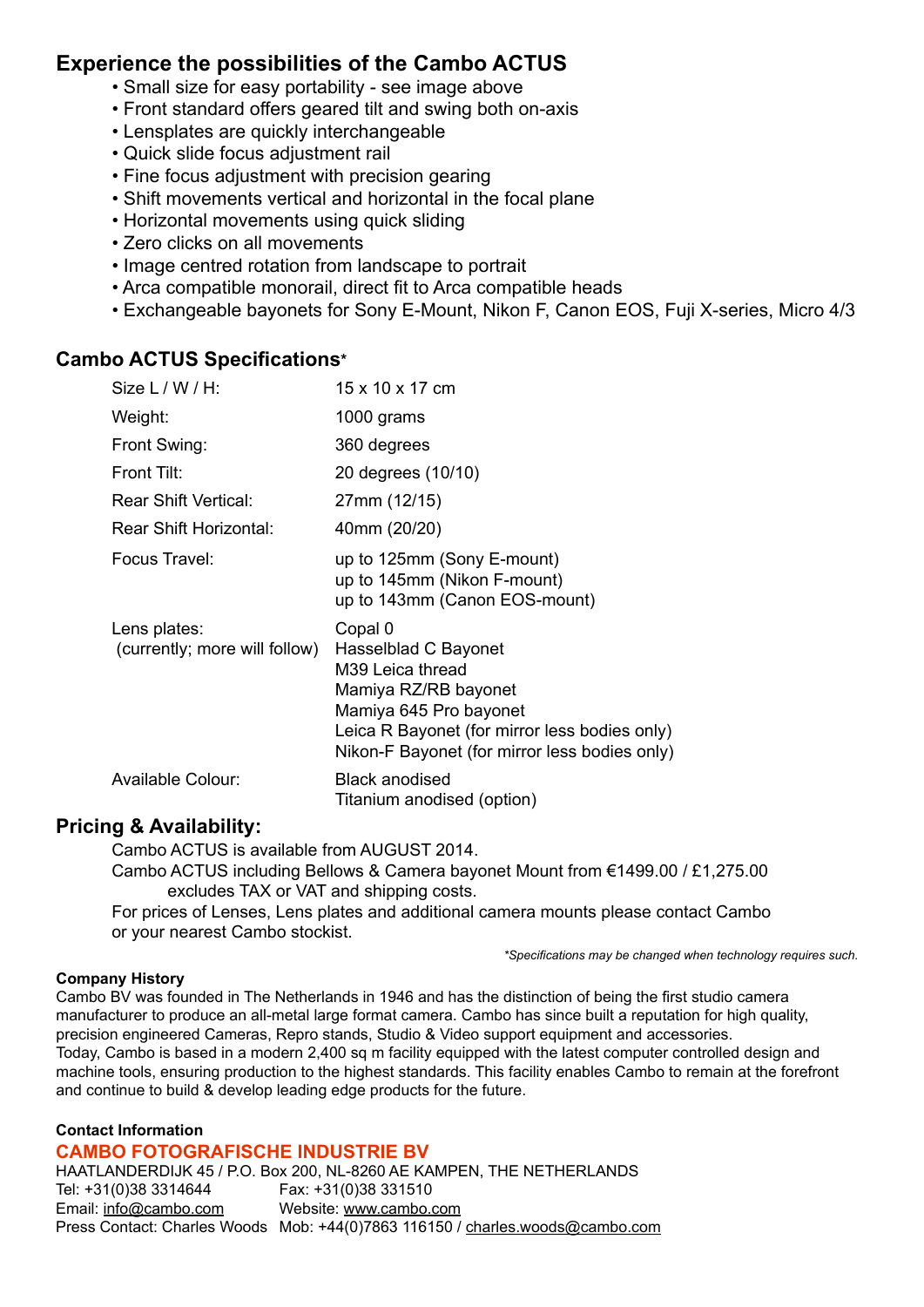## Experience the possibilities of the Cambo ACTUS

- Small size for easy portability - see image above
- Front standard offers geared tilt and swing both on-axis
- Lensplates are quickly interchangeable
- Quick slide focus adjustment rail
- Fine focus adjustment with precision gearing
- Shift movements vertical and horizontal in the focal plane
- Horizontal movements using quick sliding
- Zero clicks on all movements
- Image centred rotation from landscape to portrait
- Arca compatible monorail, direct fit to Arca compatible heads
- Exchangeable bayonets for Sony E-Mount, Nikon F, Canon EOS, Fuji X-series, Micro 4/3

## Cambo ACTUS Specifications*

| | |
|---|---|
| Size L / W / H: | 15 x 10 x 17 cm |
| Weight: | 1000 grams |
| Front Swing: | 360 degrees |
| Front Tilt: | 20 degrees (10/10) |
| Rear Shift Vertical: | 27mm (12/15) |
| Rear Shift Horizontal: | 40mm (20/20) |
| Focus Travel: | up to 125mm (Sony E-mount)<br>up to 145mm (Nikon F-mount)<br>up to 143mm (Canon EOS-mount) |
| Lens plates:<br>(currently; more will follow) | Copal 0<br>Hasselblad C Bayonet<br>M39 Leica thread<br>Mamiya RZ/RB bayonet<br>Mamiya 645 Pro bayonet<br>Leica R Bayonet (for mirror less bodies only)<br>Nikon-F Bayonet (for mirror less bodies only) |
| Available Colour: | Black anodised<br>Titanium anodised (option) |

## Pricing & Availability:

Cambo ACTUS is available from AUGUST 2014.

Cambo ACTUS including Bellows & Camera bayonet Mount from €1499.00 / £1,275.00 excludes TAX or VAT and shipping costs.

For prices of Lenses, Lens plates and additional camera mounts please contact Cambo or your nearest Cambo stockist.

*\*Specifications may be changed when technology requires such.*

**Company History**

Cambo BV was founded in The Netherlands in 1946 and has the distinction of being the first studio camera manufacturer to produce an all-metal large format camera. Cambo has since built a reputation for high quality, precision engineered Cameras, Repro stands, Studio & Video support equipment and accessories.
Today, Cambo is based in a modern 2,400 sq m facility equipped with the latest computer controlled design and machine tools, ensuring production to the highest standards. This facility enables Cambo to remain at the forefront and continue to build & develop leading edge products for the future.

**Contact Information**

**CAMBO FOTOGRAFISCHE INDUSTRIE BV**

HAATLANDERDIJK 45 / P.O. Box 200, NL-8260 AE KAMPEN, THE NETHERLANDS
Tel: +31(0)38 3314644 Fax: +31(0)38 331510
Email: info@cambo.com Website: www.cambo.com
Press Contact: Charles Woods Mob: +44(0)7863 116150 / charles.woods@cambo.com